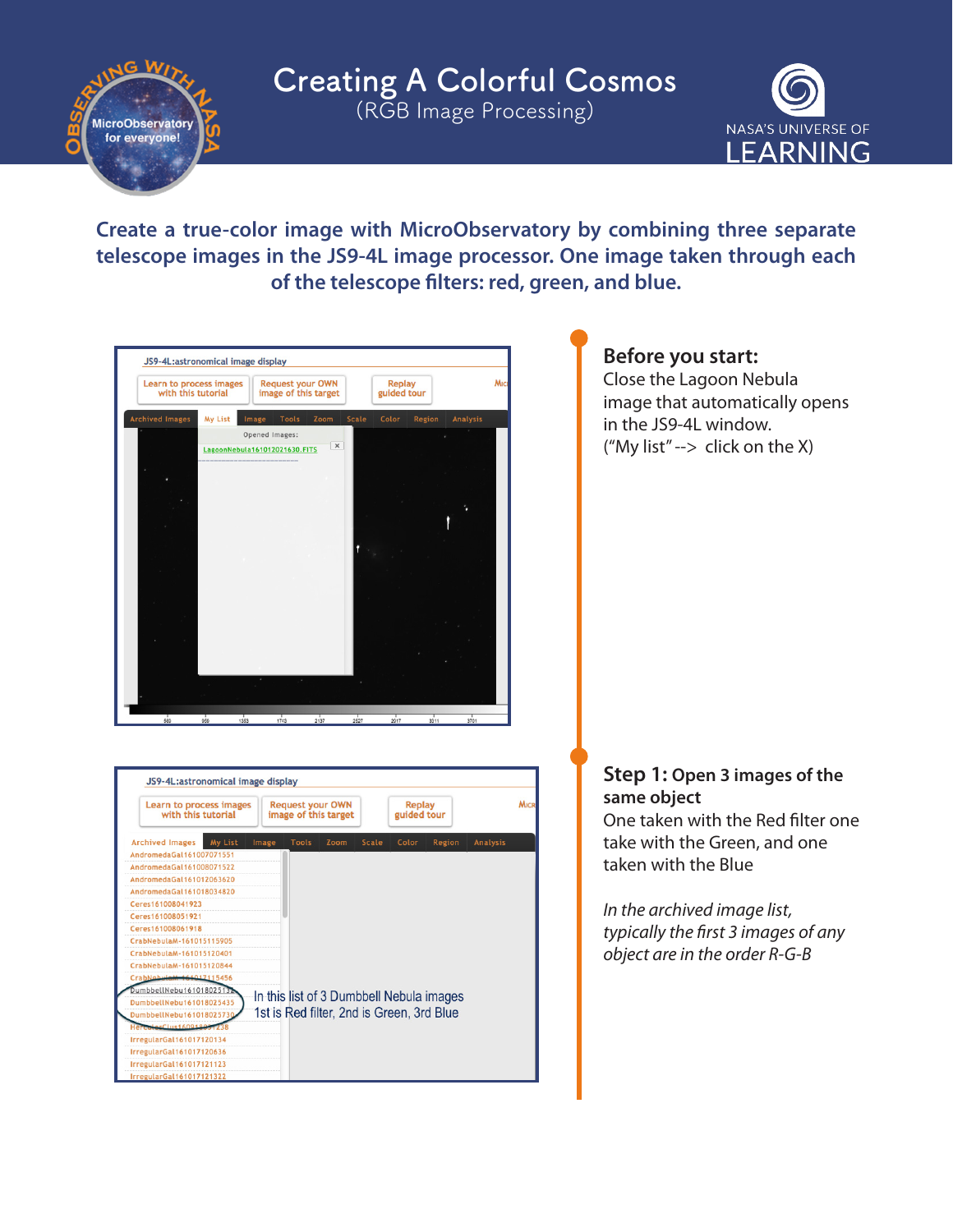# Creating A Colorful Cosmos
(RGB Image Processing)

NASA'S UNIVERSE OF LEARNING

**Create a true-color image with MicroObservatory by combining three separate telescope images in the JS9-4L image processor. One image taken through each of the telescope filters: red, green, and blue.**

## Before you start:

Close the Lagoon Nebula image that automatically opens in the JS9-4L window.
("My list" --> click on the X)

## Step 1: Open 3 images of the same object

One taken with the Red filter one take with the Green, and one taken with the Blue

*In the archived image list, typically the first 3 images of any object are in the order R-G-B*

In this list of 3 Dumbbell Nebula images 1st is Red filter, 2nd is Green, 3rd Blue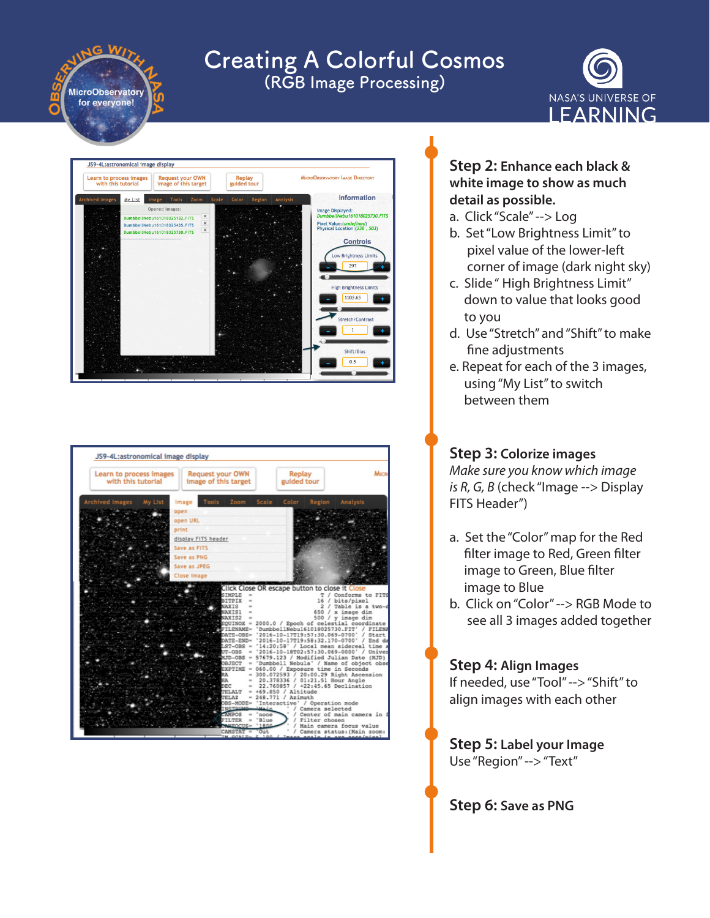# Creating A Colorful Cosmos

(RGB Image Processing)

NASA'S UNIVERSE OF LEARNING

**Step 2: Enhance each black & white image to show as much detail as possible.**

a. Click "Scale" --> Log

b. Set "Low Brightness Limit" to pixel value of the lower-left corner of image (dark night sky)

c. Slide " High Brightness Limit" down to value that looks good to you

d. Use "Stretch" and "Shift" to make fine adjustments

e. Repeat for each of the 3 images, using "My List" to switch between them

**Step 3: Colorize images**

*Make sure you know which image is R, G, B* (check "Image --> Display FITS Header")

a. Set the "Color" map for the Red filter image to Red, Green filter image to Green, Blue filter image to Blue

b. Click on "Color" --> RGB Mode to see all 3 images added together

**Step 4: Align Images**

If needed, use "Tool" --> "Shift" to align images with each other

**Step 5: Label your Image**

Use "Region" --> "Text"

**Step 6: Save as PNG**